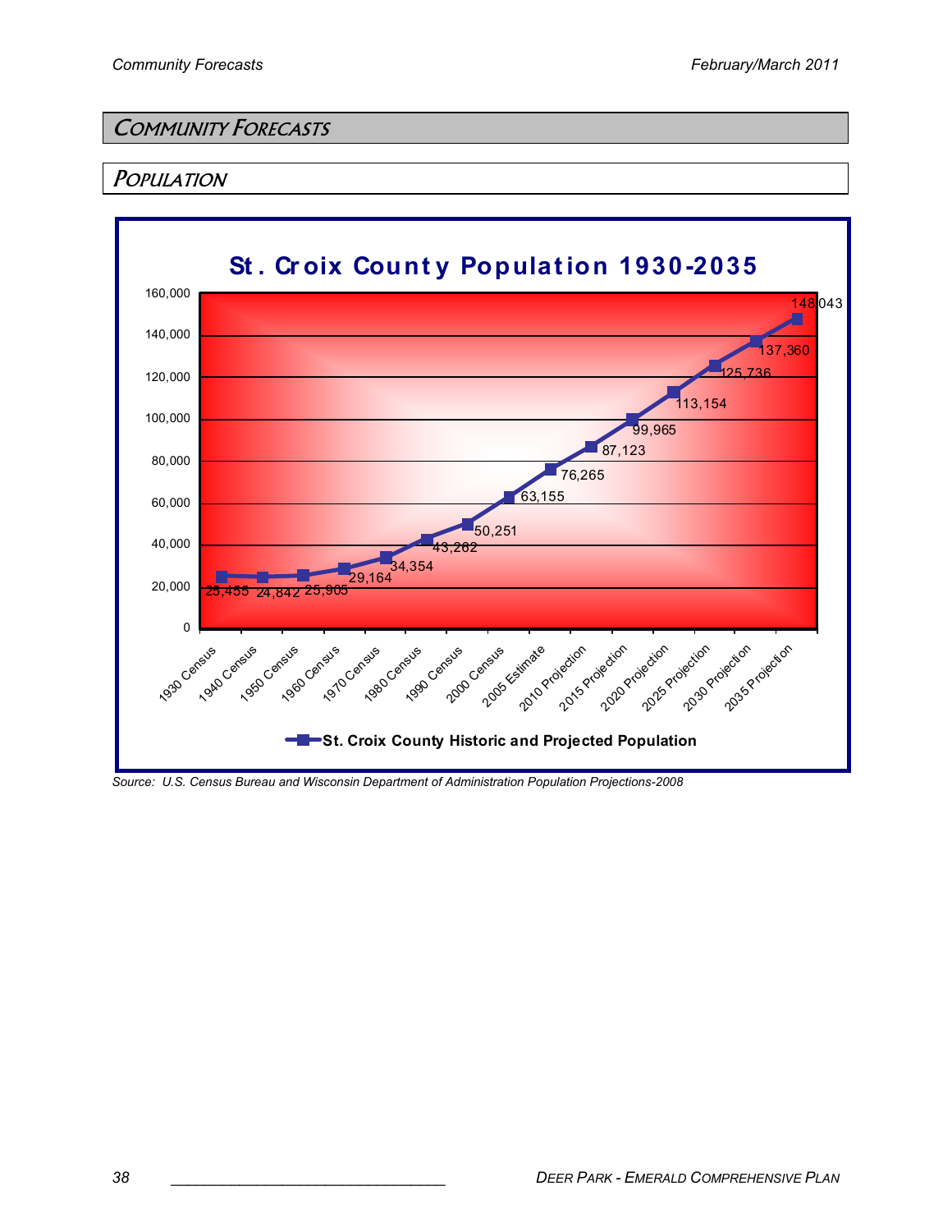# COMMUNITY FORECASTS

## POPULATION

St. Croix County Population 1930-2035

160,000
140,000
120,000
100,000
80,000
60,000
40,000
20,000
0

25,455
24,842
25,905
29,164
34,354
43,262
50,251
63,155
76,265
87,123
99,965
113,154
125,736
137,360
148,043

1930 Census
1940 Census
1950 Census
1960 Census
1970 Census
1980 Census
1990 Census
2000 Census
2005 Estimate
2010 Projection
2015 Projection
2020 Projection
2025 Projection
2030 Projection
2035 Projection

St. Croix County Historic and Projected Population

*Source: U.S. Census Bureau and Wisconsin Department of Administration Population Projections-2008*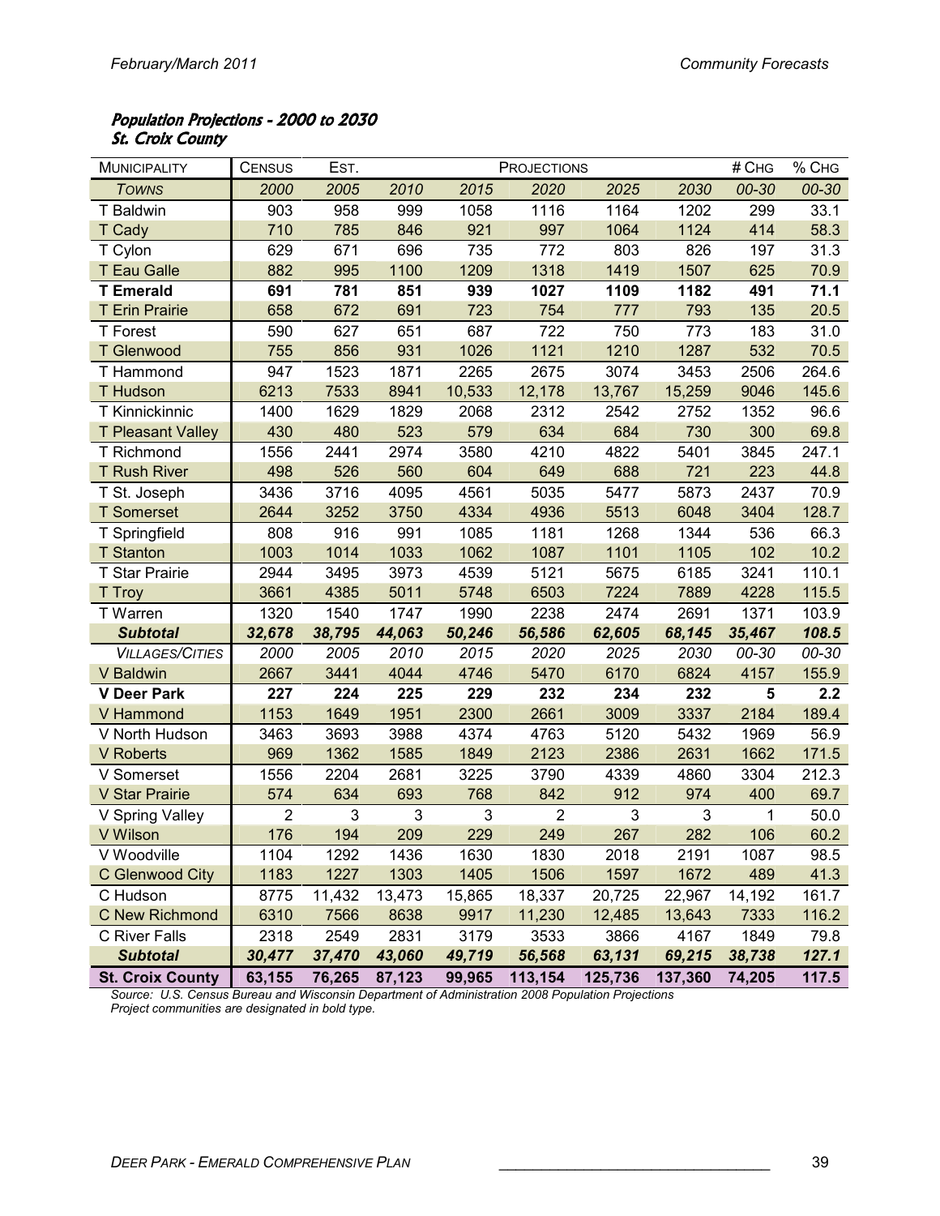***Population Projections - 2000 to 2030***
***St. Croix County***

| MUNICIPALITY | CENSUS | EST. | PROJECTIONS | | | | | # CHG | % CHG |
|---|---|---|---|---|---|---|---|---|---|
| *TOWNS* | *2000* | *2005* | *2010* | *2015* | *2020* | *2025* | *2030* | *00-30* | *00-30* |
| T Baldwin | 903 | 958 | 999 | 1058 | 1116 | 1164 | 1202 | 299 | 33.1 |
| T Cady | 710 | 785 | 846 | 921 | 997 | 1064 | 1124 | 414 | 58.3 |
| T Cylon | 629 | 671 | 696 | 735 | 772 | 803 | 826 | 197 | 31.3 |
| T Eau Galle | 882 | 995 | 1100 | 1209 | 1318 | 1419 | 1507 | 625 | 70.9 |
| **T Emerald** | **691** | **781** | **851** | **939** | **1027** | **1109** | **1182** | **491** | **71.1** |
| T Erin Prairie | 658 | 672 | 691 | 723 | 754 | 777 | 793 | 135 | 20.5 |
| T Forest | 590 | 627 | 651 | 687 | 722 | 750 | 773 | 183 | 31.0 |
| T Glenwood | 755 | 856 | 931 | 1026 | 1121 | 1210 | 1287 | 532 | 70.5 |
| T Hammond | 947 | 1523 | 1871 | 2265 | 2675 | 3074 | 3453 | 2506 | 264.6 |
| T Hudson | 6213 | 7533 | 8941 | 10,533 | 12,178 | 13,767 | 15,259 | 9046 | 145.6 |
| T Kinnickinnic | 1400 | 1629 | 1829 | 2068 | 2312 | 2542 | 2752 | 1352 | 96.6 |
| T Pleasant Valley | 430 | 480 | 523 | 579 | 634 | 684 | 730 | 300 | 69.8 |
| T Richmond | 1556 | 2441 | 2974 | 3580 | 4210 | 4822 | 5401 | 3845 | 247.1 |
| T Rush River | 498 | 526 | 560 | 604 | 649 | 688 | 721 | 223 | 44.8 |
| T St. Joseph | 3436 | 3716 | 4095 | 4561 | 5035 | 5477 | 5873 | 2437 | 70.9 |
| T Somerset | 2644 | 3252 | 3750 | 4334 | 4936 | 5513 | 6048 | 3404 | 128.7 |
| T Springfield | 808 | 916 | 991 | 1085 | 1181 | 1268 | 1344 | 536 | 66.3 |
| T Stanton | 1003 | 1014 | 1033 | 1062 | 1087 | 1101 | 1105 | 102 | 10.2 |
| T Star Prairie | 2944 | 3495 | 3973 | 4539 | 5121 | 5675 | 6185 | 3241 | 110.1 |
| T Troy | 3661 | 4385 | 5011 | 5748 | 6503 | 7224 | 7889 | 4228 | 115.5 |
| T Warren | 1320 | 1540 | 1747 | 1990 | 2238 | 2474 | 2691 | 1371 | 103.9 |
| ***Subtotal*** | ***32,678*** | ***38,795*** | ***44,063*** | ***50,246*** | ***56,586*** | ***62,605*** | ***68,145*** | ***35,467*** | ***108.5*** |
| *VILLAGES/CITIES* | *2000* | *2005* | *2010* | *2015* | *2020* | *2025* | *2030* | *00-30* | *00-30* |
| V Baldwin | 2667 | 3441 | 4044 | 4746 | 5470 | 6170 | 6824 | 4157 | 155.9 |
| **V Deer Park** | **227** | **224** | **225** | **229** | **232** | **234** | **232** | **5** | **2.2** |
| V Hammond | 1153 | 1649 | 1951 | 2300 | 2661 | 3009 | 3337 | 2184 | 189.4 |
| V North Hudson | 3463 | 3693 | 3988 | 4374 | 4763 | 5120 | 5432 | 1969 | 56.9 |
| V Roberts | 969 | 1362 | 1585 | 1849 | 2123 | 2386 | 2631 | 1662 | 171.5 |
| V Somerset | 1556 | 2204 | 2681 | 3225 | 3790 | 4339 | 4860 | 3304 | 212.3 |
| V Star Prairie | 574 | 634 | 693 | 768 | 842 | 912 | 974 | 400 | 69.7 |
| V Spring Valley | 2 | 3 | 3 | 3 | 2 | 3 | 3 | 1 | 50.0 |
| V Wilson | 176 | 194 | 209 | 229 | 249 | 267 | 282 | 106 | 60.2 |
| V Woodville | 1104 | 1292 | 1436 | 1630 | 1830 | 2018 | 2191 | 1087 | 98.5 |
| C Glenwood City | 1183 | 1227 | 1303 | 1405 | 1506 | 1597 | 1672 | 489 | 41.3 |
| C Hudson | 8775 | 11,432 | 13,473 | 15,865 | 18,337 | 20,725 | 22,967 | 14,192 | 161.7 |
| C New Richmond | 6310 | 7566 | 8638 | 9917 | 11,230 | 12,485 | 13,643 | 7333 | 116.2 |
| C River Falls | 2318 | 2549 | 2831 | 3179 | 3533 | 3866 | 4167 | 1849 | 79.8 |
| ***Subtotal*** | ***30,477*** | ***37,470*** | ***43,060*** | ***49,719*** | ***56,568*** | ***63,131*** | ***69,215*** | ***38,738*** | ***127.1*** |
| **St. Croix County** | **63,155** | **76,265** | **87,123** | **99,965** | **113,154** | **125,736** | **137,360** | **74,205** | **117.5** |

*Source: U.S. Census Bureau and Wisconsin Department of Administration 2008 Population Projections*
*Project communities are designated in bold type.*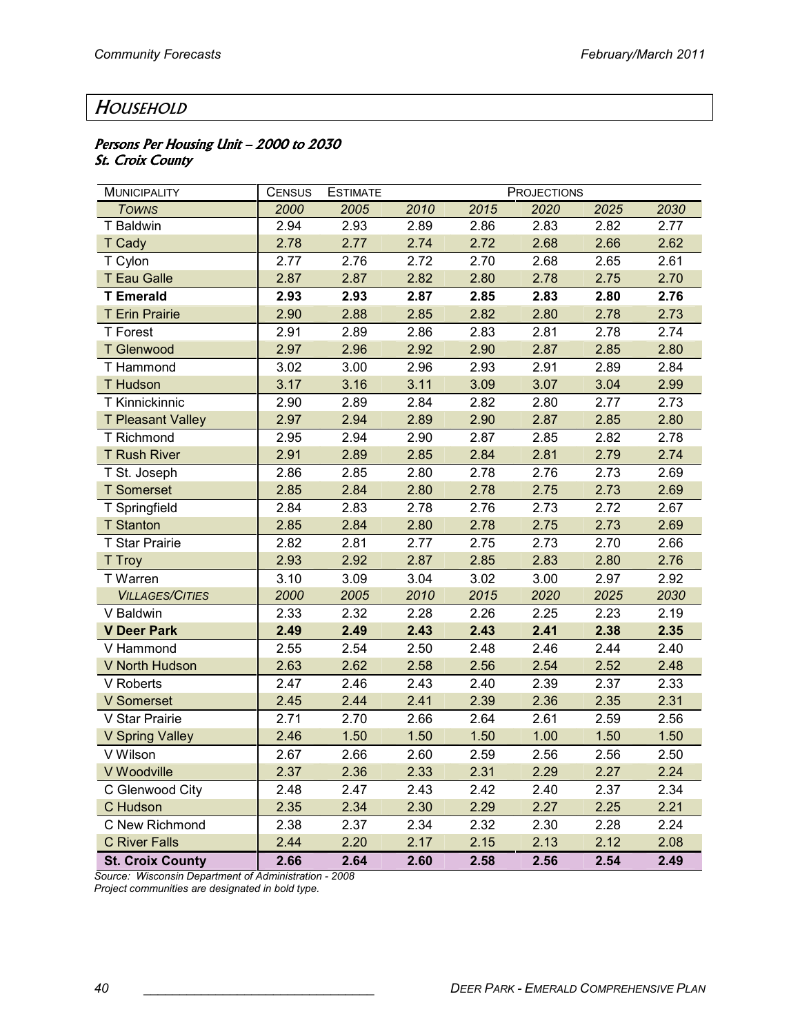## HOUSEHOLD

***Persons Per Housing Unit – 2000 to 2030***
***St. Croix County***

| MUNICIPALITY | CENSUS | ESTIMATE | | | PROJECTIONS | | |
|---|---|---|---|---|---|---|---|
| *TOWNS* | *2000* | *2005* | *2010* | *2015* | *2020* | *2025* | *2030* |
| T Baldwin | 2.94 | 2.93 | 2.89 | 2.86 | 2.83 | 2.82 | 2.77 |
| T Cady | 2.78 | 2.77 | 2.74 | 2.72 | 2.68 | 2.66 | 2.62 |
| T Cylon | 2.77 | 2.76 | 2.72 | 2.70 | 2.68 | 2.65 | 2.61 |
| T Eau Galle | 2.87 | 2.87 | 2.82 | 2.80 | 2.78 | 2.75 | 2.70 |
| **T Emerald** | **2.93** | **2.93** | **2.87** | **2.85** | **2.83** | **2.80** | **2.76** |
| T Erin Prairie | 2.90 | 2.88 | 2.85 | 2.82 | 2.80 | 2.78 | 2.73 |
| T Forest | 2.91 | 2.89 | 2.86 | 2.83 | 2.81 | 2.78 | 2.74 |
| T Glenwood | 2.97 | 2.96 | 2.92 | 2.90 | 2.87 | 2.85 | 2.80 |
| T Hammond | 3.02 | 3.00 | 2.96 | 2.93 | 2.91 | 2.89 | 2.84 |
| T Hudson | 3.17 | 3.16 | 3.11 | 3.09 | 3.07 | 3.04 | 2.99 |
| T Kinnickinnic | 2.90 | 2.89 | 2.84 | 2.82 | 2.80 | 2.77 | 2.73 |
| T Pleasant Valley | 2.97 | 2.94 | 2.89 | 2.90 | 2.87 | 2.85 | 2.80 |
| T Richmond | 2.95 | 2.94 | 2.90 | 2.87 | 2.85 | 2.82 | 2.78 |
| T Rush River | 2.91 | 2.89 | 2.85 | 2.84 | 2.81 | 2.79 | 2.74 |
| T St. Joseph | 2.86 | 2.85 | 2.80 | 2.78 | 2.76 | 2.73 | 2.69 |
| T Somerset | 2.85 | 2.84 | 2.80 | 2.78 | 2.75 | 2.73 | 2.69 |
| T Springfield | 2.84 | 2.83 | 2.78 | 2.76 | 2.73 | 2.72 | 2.67 |
| T Stanton | 2.85 | 2.84 | 2.80 | 2.78 | 2.75 | 2.73 | 2.69 |
| T Star Prairie | 2.82 | 2.81 | 2.77 | 2.75 | 2.73 | 2.70 | 2.66 |
| T Troy | 2.93 | 2.92 | 2.87 | 2.85 | 2.83 | 2.80 | 2.76 |
| T Warren | 3.10 | 3.09 | 3.04 | 3.02 | 3.00 | 2.97 | 2.92 |
| *VILLAGES/CITIES* | *2000* | *2005* | *2010* | *2015* | *2020* | *2025* | *2030* |
| V Baldwin | 2.33 | 2.32 | 2.28 | 2.26 | 2.25 | 2.23 | 2.19 |
| **V Deer Park** | **2.49** | **2.49** | **2.43** | **2.43** | **2.41** | **2.38** | **2.35** |
| V Hammond | 2.55 | 2.54 | 2.50 | 2.48 | 2.46 | 2.44 | 2.40 |
| V North Hudson | 2.63 | 2.62 | 2.58 | 2.56 | 2.54 | 2.52 | 2.48 |
| V Roberts | 2.47 | 2.46 | 2.43 | 2.40 | 2.39 | 2.37 | 2.33 |
| V Somerset | 2.45 | 2.44 | 2.41 | 2.39 | 2.36 | 2.35 | 2.31 |
| V Star Prairie | 2.71 | 2.70 | 2.66 | 2.64 | 2.61 | 2.59 | 2.56 |
| V Spring Valley | 2.46 | 1.50 | 1.50 | 1.50 | 1.00 | 1.50 | 1.50 |
| V Wilson | 2.67 | 2.66 | 2.60 | 2.59 | 2.56 | 2.56 | 2.50 |
| V Woodville | 2.37 | 2.36 | 2.33 | 2.31 | 2.29 | 2.27 | 2.24 |
| C Glenwood City | 2.48 | 2.47 | 2.43 | 2.42 | 2.40 | 2.37 | 2.34 |
| C Hudson | 2.35 | 2.34 | 2.30 | 2.29 | 2.27 | 2.25 | 2.21 |
| C New Richmond | 2.38 | 2.37 | 2.34 | 2.32 | 2.30 | 2.28 | 2.24 |
| C River Falls | 2.44 | 2.20 | 2.17 | 2.15 | 2.13 | 2.12 | 2.08 |
| **St. Croix County** | **2.66** | **2.64** | **2.60** | **2.58** | **2.56** | **2.54** | **2.49** |

*Source: Wisconsin Department of Administration - 2008*
*Project communities are designated in bold type.*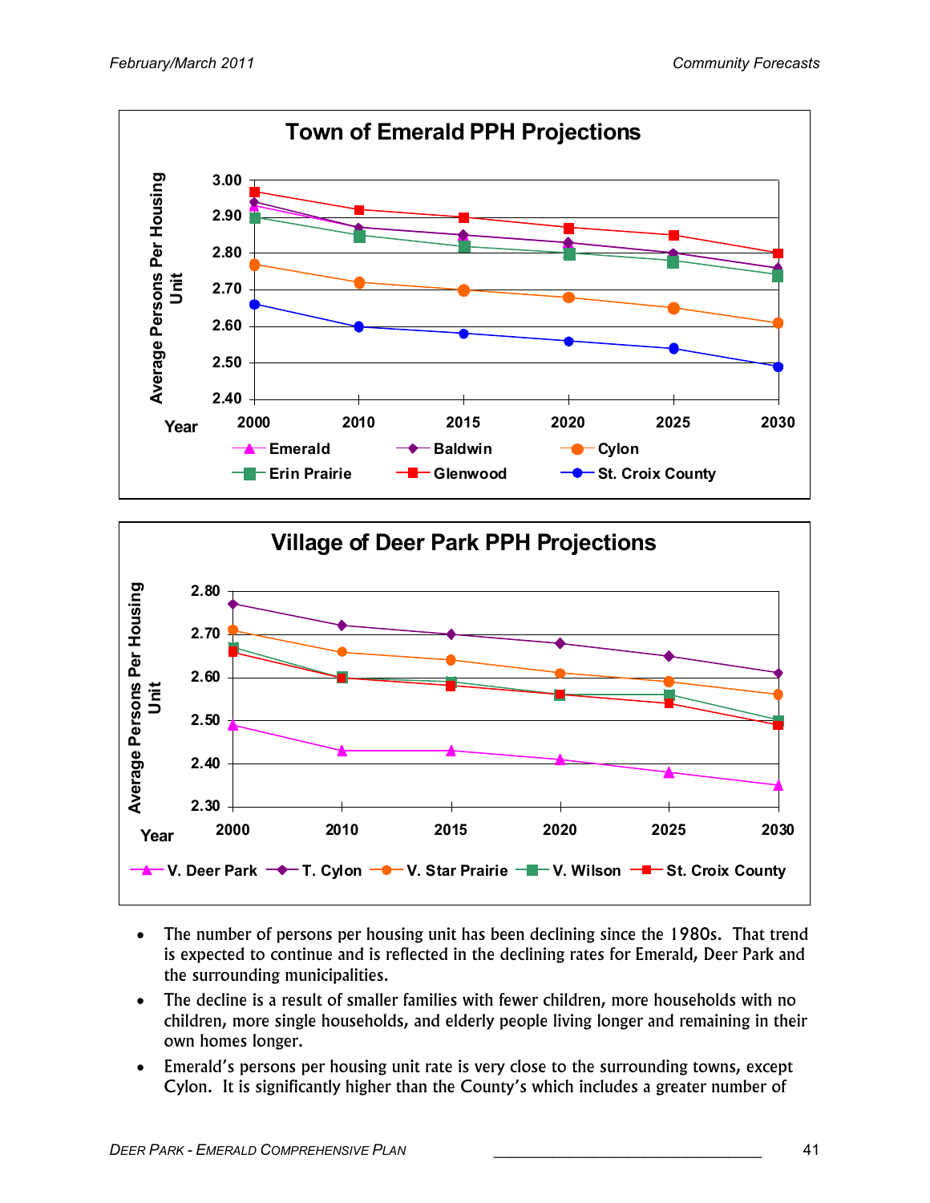**Town of Emerald PPH Projections**

Average Persons Per Housing Unit

3.00
2.90
2.80
2.70
2.60
2.50
2.40

Year 2000 2010 2015 2020 2025 2030

Emerald, Baldwin, Cylon, Erin Prairie, Glenwood, St. Croix County

**Village of Deer Park PPH Projections**

Average Persons Per Housing Unit

2.80
2.70
2.60
2.50
2.40
2.30

Year 2000 2010 2015 2020 2025 2030

V. Deer Park, T. Cylon, V. Star Prairie, V. Wilson, St. Croix County

- The number of persons per housing unit has been declining since the 1980s. That trend is expected to continue and is reflected in the declining rates for Emerald, Deer Park and the surrounding municipalities.
- The decline is a result of smaller families with fewer children, more households with no children, more single households, and elderly people living longer and remaining in their own homes longer.
- Emerald's persons per housing unit rate is very close to the surrounding towns, except Cylon. It is significantly higher than the County's which includes a greater number of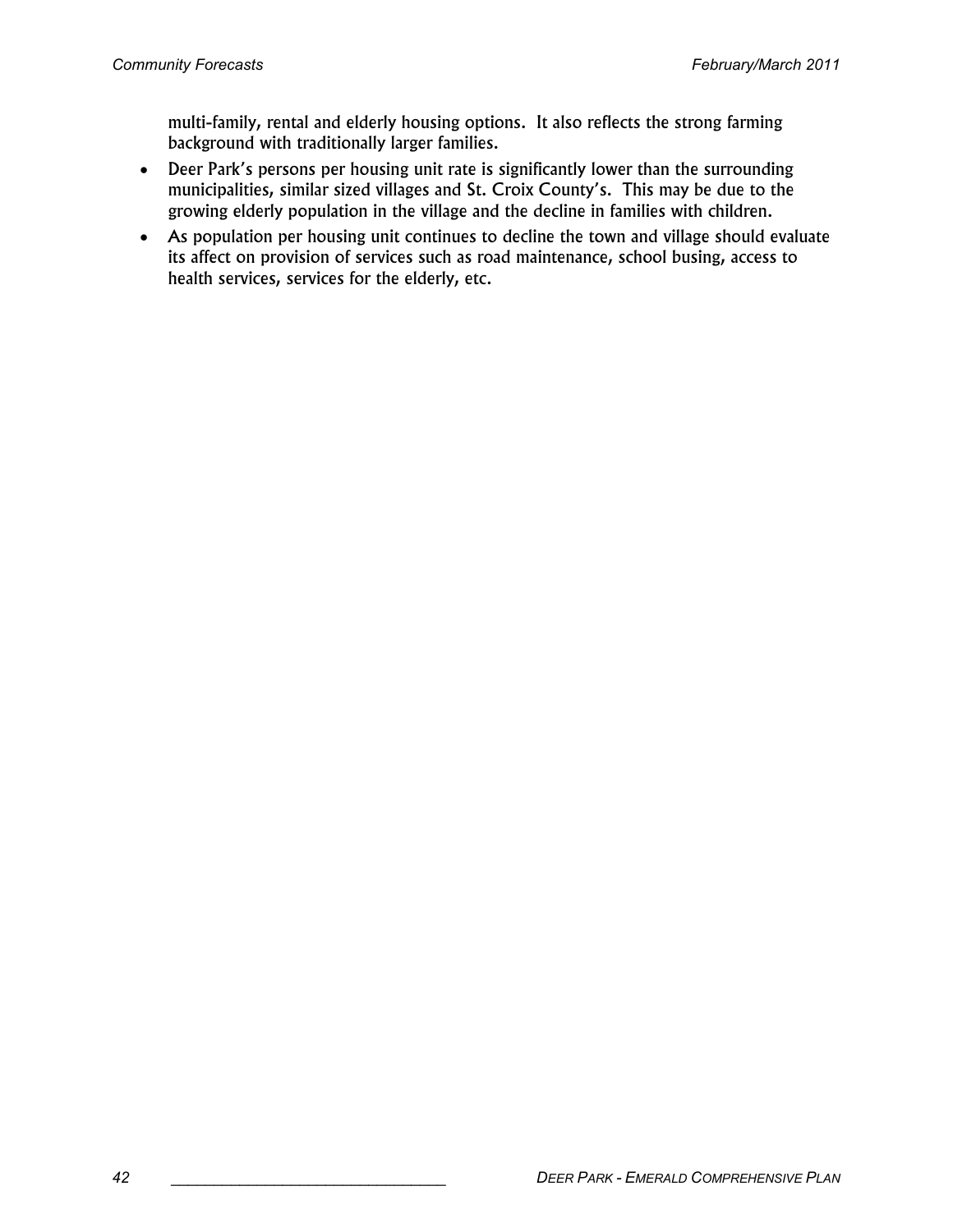multi-family, rental and elderly housing options. It also reflects the strong farming background with traditionally larger families.

- Deer Park's persons per housing unit rate is significantly lower than the surrounding municipalities, similar sized villages and St. Croix County's. This may be due to the growing elderly population in the village and the decline in families with children.
- As population per housing unit continues to decline the town and village should evaluate its affect on provision of services such as road maintenance, school busing, access to health services, services for the elderly, etc.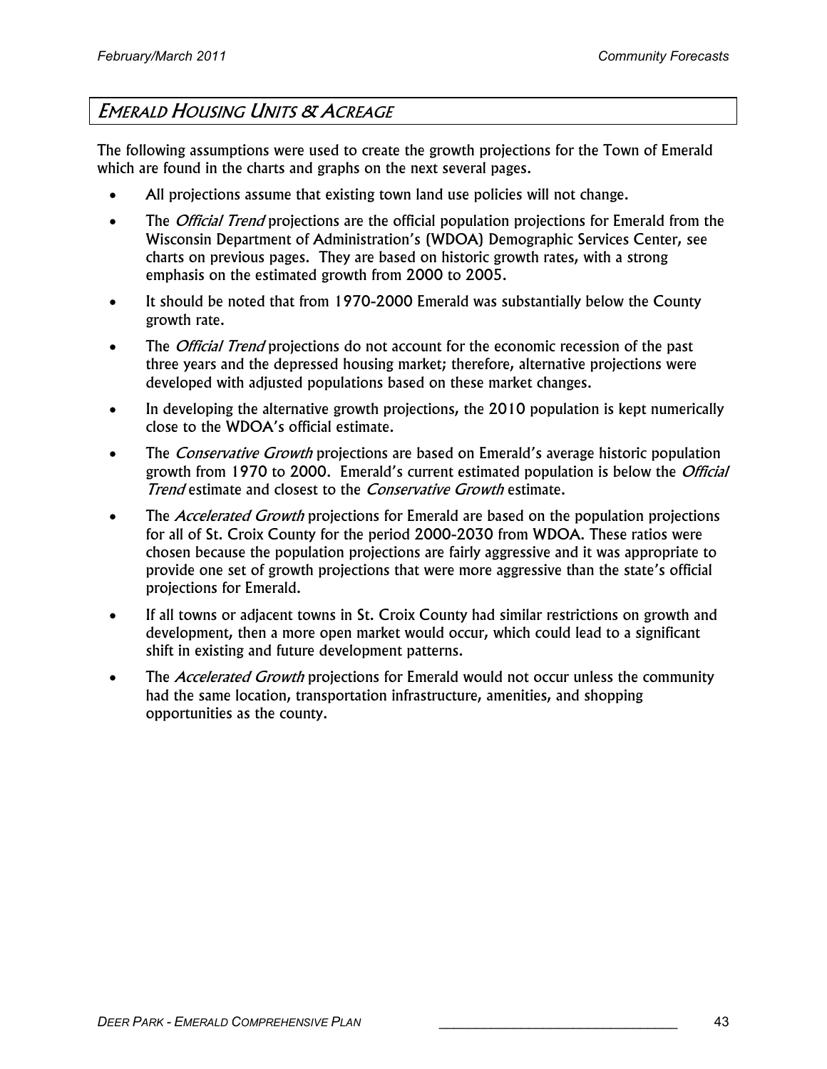## EMERALD HOUSING UNITS & ACREAGE

The following assumptions were used to create the growth projections for the Town of Emerald which are found in the charts and graphs on the next several pages.

- All projections assume that existing town land use policies will not change.
- The *Official Trend* projections are the official population projections for Emerald from the Wisconsin Department of Administration's (WDOA) Demographic Services Center, see charts on previous pages. They are based on historic growth rates, with a strong emphasis on the estimated growth from 2000 to 2005.
- It should be noted that from 1970-2000 Emerald was substantially below the County growth rate.
- The *Official Trend* projections do not account for the economic recession of the past three years and the depressed housing market; therefore, alternative projections were developed with adjusted populations based on these market changes.
- In developing the alternative growth projections, the 2010 population is kept numerically close to the WDOA's official estimate.
- The *Conservative Growth* projections are based on Emerald's average historic population growth from 1970 to 2000. Emerald's current estimated population is below the *Official Trend* estimate and closest to the *Conservative Growth* estimate.
- The *Accelerated Growth* projections for Emerald are based on the population projections for all of St. Croix County for the period 2000-2030 from WDOA. These ratios were chosen because the population projections are fairly aggressive and it was appropriate to provide one set of growth projections that were more aggressive than the state's official projections for Emerald.
- If all towns or adjacent towns in St. Croix County had similar restrictions on growth and development, then a more open market would occur, which could lead to a significant shift in existing and future development patterns.
- The *Accelerated Growth* projections for Emerald would not occur unless the community had the same location, transportation infrastructure, amenities, and shopping opportunities as the county.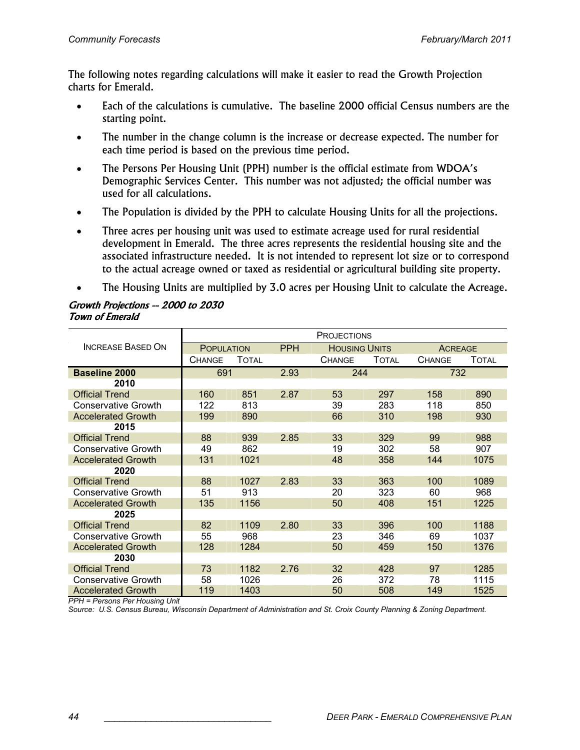The following notes regarding calculations will make it easier to read the Growth Projection charts for Emerald.

- Each of the calculations is cumulative. The baseline 2000 official Census numbers are the starting point.
- The number in the change column is the increase or decrease expected. The number for each time period is based on the previous time period.
- The Persons Per Housing Unit (PPH) number is the official estimate from WDOA's Demographic Services Center. This number was not adjusted; the official number was used for all calculations.
- The Population is divided by the PPH to calculate Housing Units for all the projections.
- Three acres per housing unit was used to estimate acreage used for rural residential development in Emerald. The three acres represents the residential housing site and the associated infrastructure needed. It is not intended to represent lot size or to correspond to the actual acreage owned or taxed as residential or agricultural building site property.
- The Housing Units are multiplied by 3.0 acres per Housing Unit to calculate the Acreage.

*Growth Projections -- 2000 to 2030*
*Town of Emerald*

| Increase Based On | Projections | | | | | | |
|---|---|---|---|---|---|---|---|
| | Population | | PPH | Housing Units | | Acreage | |
| | Change | Total | | Change | Total | Change | Total |
| **Baseline 2000** | 691 | | 2.93 | 244 | | 732 | |
| **2010** | | | | | | | |
| Official Trend | 160 | 851 | 2.87 | 53 | 297 | 158 | 890 |
| Conservative Growth | 122 | 813 | | 39 | 283 | 118 | 850 |
| Accelerated Growth | 199 | 890 | | 66 | 310 | 198 | 930 |
| **2015** | | | | | | | |
| Official Trend | 88 | 939 | 2.85 | 33 | 329 | 99 | 988 |
| Conservative Growth | 49 | 862 | | 19 | 302 | 58 | 907 |
| Accelerated Growth | 131 | 1021 | | 48 | 358 | 144 | 1075 |
| **2020** | | | | | | | |
| Official Trend | 88 | 1027 | 2.83 | 33 | 363 | 100 | 1089 |
| Conservative Growth | 51 | 913 | | 20 | 323 | 60 | 968 |
| Accelerated Growth | 135 | 1156 | | 50 | 408 | 151 | 1225 |
| **2025** | | | | | | | |
| Official Trend | 82 | 1109 | 2.80 | 33 | 396 | 100 | 1188 |
| Conservative Growth | 55 | 968 | | 23 | 346 | 69 | 1037 |
| Accelerated Growth | 128 | 1284 | | 50 | 459 | 150 | 1376 |
| **2030** | | | | | | | |
| Official Trend | 73 | 1182 | 2.76 | 32 | 428 | 97 | 1285 |
| Conservative Growth | 58 | 1026 | | 26 | 372 | 78 | 1115 |
| Accelerated Growth | 119 | 1403 | | 50 | 508 | 149 | 1525 |

*PPH = Persons Per Housing Unit*

*Source: U.S. Census Bureau, Wisconsin Department of Administration and St. Croix County Planning & Zoning Department.*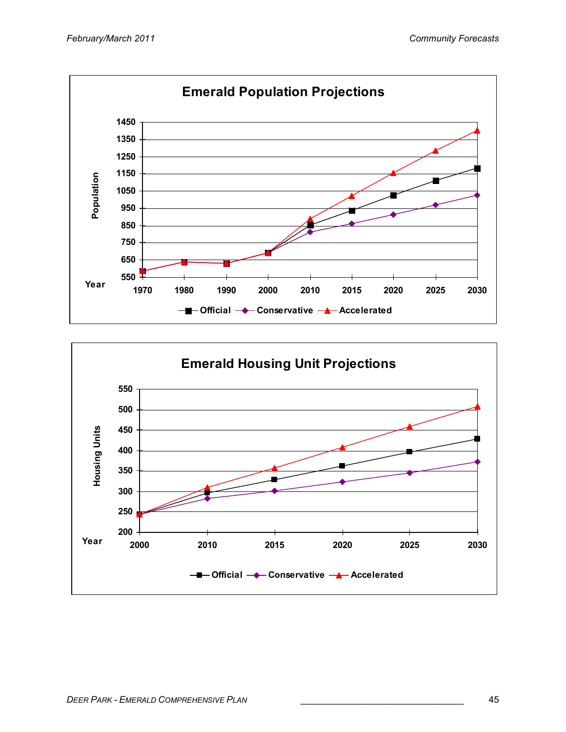Emerald Population Projections

Population

1450
1350
1250
1150
1050
950
850
750
650
550

Year

1970 1980 1990 2000 2010 2015 2020 2025 2030

Official Conservative Accelerated

Emerald Housing Unit Projections

Housing Units

550
500
450
400
350
300
250
200

Year

2000 2010 2015 2020 2025 2030

Official Conservative Accelerated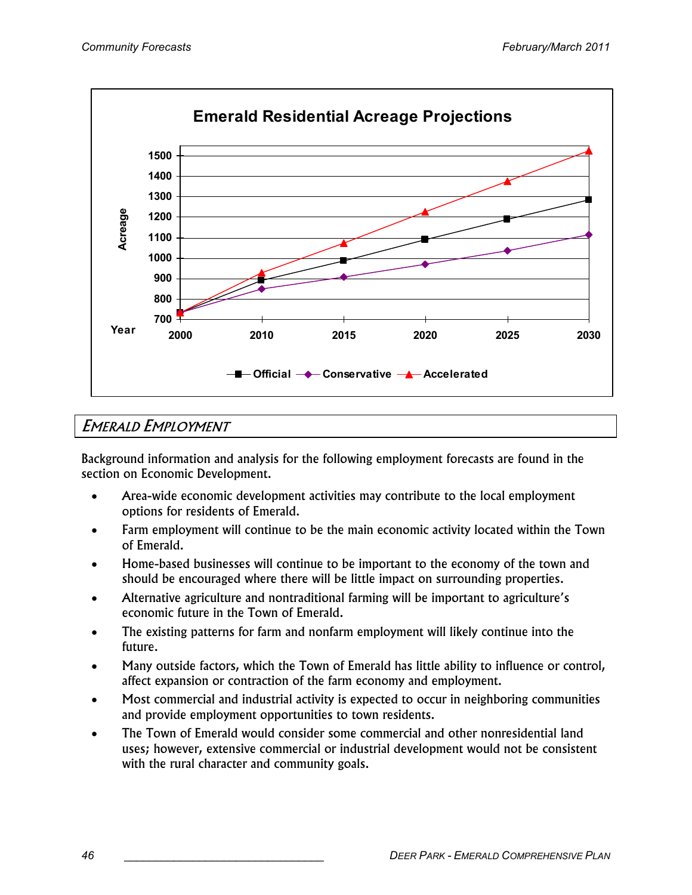Emerald Residential Acreage Projections

Acreage

1500
1400
1300
1200
1100
1000
900
800
700

Year

2000 2010 2015 2020 2025 2030

Official — Conservative — Accelerated

## *EMERALD EMPLOYMENT*

Background information and analysis for the following employment forecasts are found in the section on Economic Development.

- Area-wide economic development activities may contribute to the local employment options for residents of Emerald.
- Farm employment will continue to be the main economic activity located within the Town of Emerald.
- Home-based businesses will continue to be important to the economy of the town and should be encouraged where there will be little impact on surrounding properties.
- Alternative agriculture and nontraditional farming will be important to agriculture's economic future in the Town of Emerald.
- The existing patterns for farm and nonfarm employment will likely continue into the future.
- Many outside factors, which the Town of Emerald has little ability to influence or control, affect expansion or contraction of the farm economy and employment.
- Most commercial and industrial activity is expected to occur in neighboring communities and provide employment opportunities to town residents.
- The Town of Emerald would consider some commercial and other nonresidential land uses; however, extensive commercial or industrial development would not be consistent with the rural character and community goals.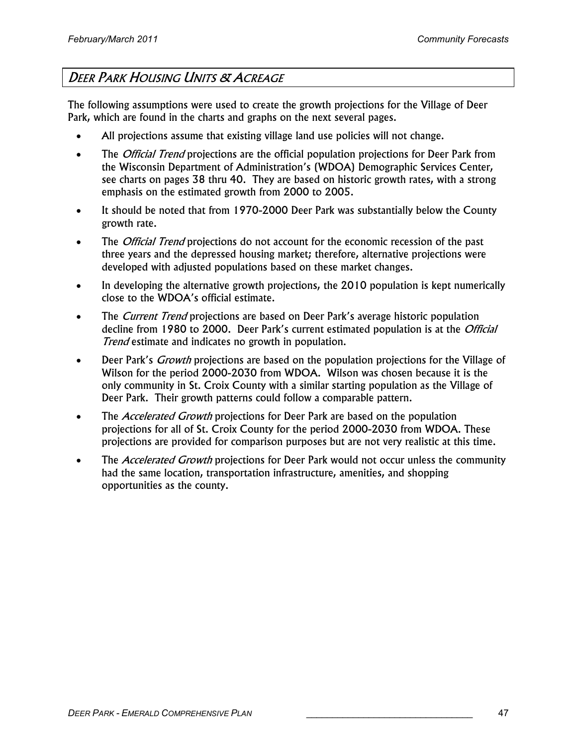## DEER PARK HOUSING UNITS & ACREAGE

The following assumptions were used to create the growth projections for the Village of Deer Park, which are found in the charts and graphs on the next several pages.

- All projections assume that existing village land use policies will not change.
- The *Official Trend* projections are the official population projections for Deer Park from the Wisconsin Department of Administration's (WDOA) Demographic Services Center, see charts on pages 38 thru 40. They are based on historic growth rates, with a strong emphasis on the estimated growth from 2000 to 2005.
- It should be noted that from 1970-2000 Deer Park was substantially below the County growth rate.
- The *Official Trend* projections do not account for the economic recession of the past three years and the depressed housing market; therefore, alternative projections were developed with adjusted populations based on these market changes.
- In developing the alternative growth projections, the 2010 population is kept numerically close to the WDOA's official estimate.
- The *Current Trend* projections are based on Deer Park's average historic population decline from 1980 to 2000. Deer Park's current estimated population is at the *Official Trend* estimate and indicates no growth in population.
- Deer Park's *Growth* projections are based on the population projections for the Village of Wilson for the period 2000-2030 from WDOA. Wilson was chosen because it is the only community in St. Croix County with a similar starting population as the Village of Deer Park. Their growth patterns could follow a comparable pattern.
- The *Accelerated Growth* projections for Deer Park are based on the population projections for all of St. Croix County for the period 2000-2030 from WDOA. These projections are provided for comparison purposes but are not very realistic at this time.
- The *Accelerated Growth* projections for Deer Park would not occur unless the community had the same location, transportation infrastructure, amenities, and shopping opportunities as the county.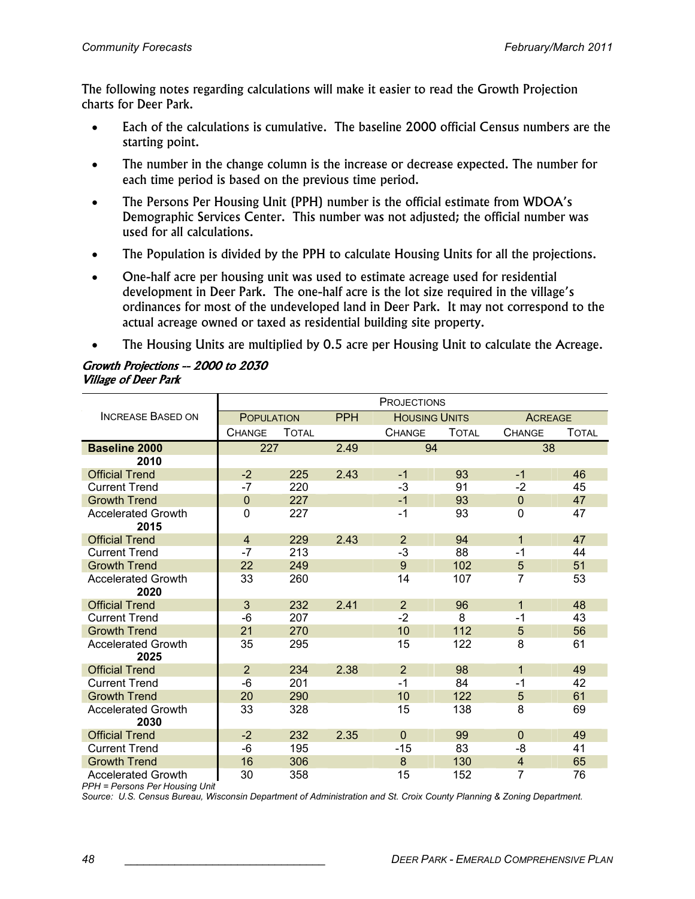The following notes regarding calculations will make it easier to read the Growth Projection charts for Deer Park.

- Each of the calculations is cumulative. The baseline 2000 official Census numbers are the starting point.
- The number in the change column is the increase or decrease expected. The number for each time period is based on the previous time period.
- The Persons Per Housing Unit (PPH) number is the official estimate from WDOA's Demographic Services Center. This number was not adjusted; the official number was used for all calculations.
- The Population is divided by the PPH to calculate Housing Units for all the projections.
- One-half acre per housing unit was used to estimate acreage used for residential development in Deer Park. The one-half acre is the lot size required in the village's ordinances for most of the undeveloped land in Deer Park. It may not correspond to the actual acreage owned or taxed as residential building site property.
- The Housing Units are multiplied by 0.5 acre per Housing Unit to calculate the Acreage.

*Growth Projections -- 2000 to 2030*
*Village of Deer Park*

| Increase Based On | Projections | | | | | | |
|---|---|---|---|---|---|---|---|
| | Population | | PPH | Housing Units | | Acreage | |
| | Change | Total | | Change | Total | Change | Total |
| **Baseline 2000** | 227 | | 2.49 | 94 | | 38 | |
| **2010** | | | | | | | |
| Official Trend | -2 | 225 | 2.43 | -1 | 93 | -1 | 46 |
| Current Trend | -7 | 220 | | -3 | 91 | -2 | 45 |
| Growth Trend | 0 | 227 | | -1 | 93 | 0 | 47 |
| Accelerated Growth | 0 | 227 | | -1 | 93 | 0 | 47 |
| **2015** | | | | | | | |
| Official Trend | 4 | 229 | 2.43 | 2 | 94 | 1 | 47 |
| Current Trend | -7 | 213 | | -3 | 88 | -1 | 44 |
| Growth Trend | 22 | 249 | | 9 | 102 | 5 | 51 |
| Accelerated Growth | 33 | 260 | | 14 | 107 | 7 | 53 |
| **2020** | | | | | | | |
| Official Trend | 3 | 232 | 2.41 | 2 | 96 | 1 | 48 |
| Current Trend | -6 | 207 | | -2 | 8 | -1 | 43 |
| Growth Trend | 21 | 270 | | 10 | 112 | 5 | 56 |
| Accelerated Growth | 35 | 295 | | 15 | 122 | 8 | 61 |
| **2025** | | | | | | | |
| Official Trend | 2 | 234 | 2.38 | 2 | 98 | 1 | 49 |
| Current Trend | -6 | 201 | | -1 | 84 | -1 | 42 |
| Growth Trend | 20 | 290 | | 10 | 122 | 5 | 61 |
| Accelerated Growth | 33 | 328 | | 15 | 138 | 8 | 69 |
| **2030** | | | | | | | |
| Official Trend | -2 | 232 | 2.35 | 0 | 99 | 0 | 49 |
| Current Trend | -6 | 195 | | -15 | 83 | -8 | 41 |
| Growth Trend | 16 | 306 | | 8 | 130 | 4 | 65 |
| Accelerated Growth | 30 | 358 | | 15 | 152 | 7 | 76 |

*PPH = Persons Per Housing Unit*
*Source: U.S. Census Bureau, Wisconsin Department of Administration and St. Croix County Planning & Zoning Department.*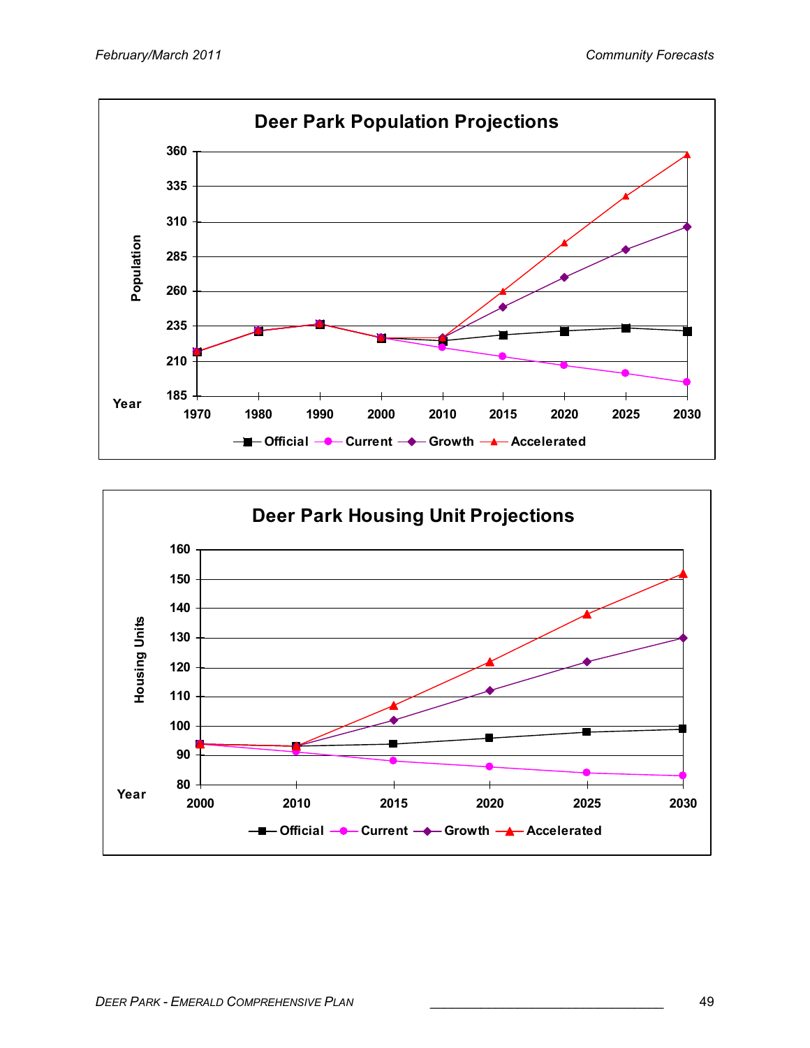**Deer Park Population Projections**

Population

360
335
310
285
260
235
210
185

Year

1970 1980 1990 2000 2010 2015 2020 2025 2030

Official Current Growth Accelerated

**Deer Park Housing Unit Projections**

Housing Units

160
150
140
130
120
110
100
90
80

Year

2000 2010 2015 2020 2025 2030

Official Current Growth Accelerated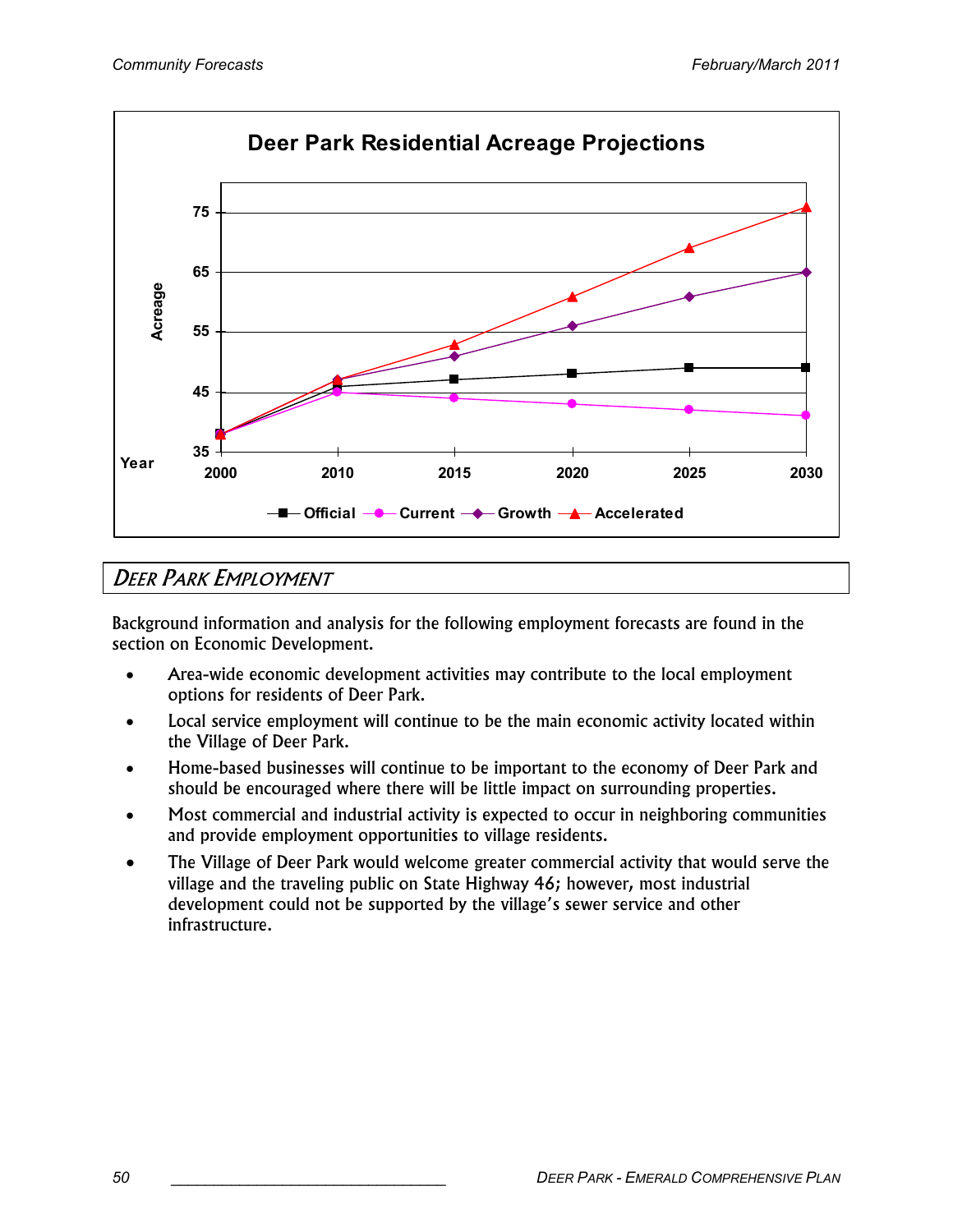Deer Park Residential Acreage Projections

Acreage

75
65
55
45
35

Year

2000 2010 2015 2020 2025 2030

Official Current Growth Accelerated

## *DEER PARK EMPLOYMENT*

Background information and analysis for the following employment forecasts are found in the section on Economic Development.

- Area-wide economic development activities may contribute to the local employment options for residents of Deer Park.
- Local service employment will continue to be the main economic activity located within the Village of Deer Park.
- Home-based businesses will continue to be important to the economy of Deer Park and should be encouraged where there will be little impact on surrounding properties.
- Most commercial and industrial activity is expected to occur in neighboring communities and provide employment opportunities to village residents.
- The Village of Deer Park would welcome greater commercial activity that would serve the village and the traveling public on State Highway 46; however, most industrial development could not be supported by the village's sewer service and other infrastructure.